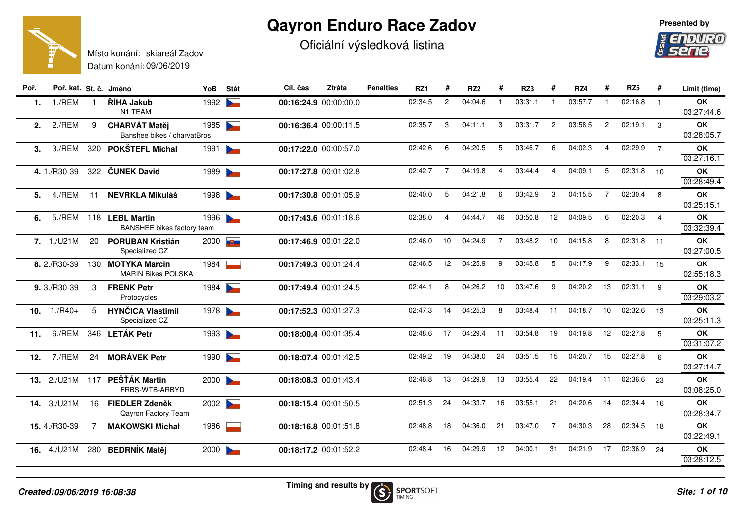# Qayron Enduro Race Zadov

## Oficiální výsledková listina

Presented by

Místo konání: skiareál Zadov
Datum konání: 09/06/2019

| Poř. | Poř. kat. | St. č. | Jméno | YoB | Stát | Cíl. čas | Ztráta | Penalties | RZ1 | # | RZ2 | # | RZ3 | # | RZ4 | # | RZ5 | # | Limit (time) |
|---|---|---|---|---|---|---|---|---|---|---|---|---|---|---|---|---|---|---|---|
| 1. | 1./REM | 1 | **ŘÍHA Jakub** N1 TEAM | 1992 | | **00:16:24.9** | 00:00:00.0 | | 02:34.5 | 2 | 04:04.6 | 1 | 03:31.1 | 1 | 03:57.7 | 1 | 02:16.8 | 1 | OK 03:27:44.6 |
| 2. | 2./REM | 9 | **CHARVÁT Matěj** Banshee bikes / charvatBros | 1985 | | **00:16:36.4** | 00:00:11.5 | | 02:35.7 | 3 | 04:11.1 | 3 | 03:31.7 | 2 | 03:58.5 | 2 | 02:19.1 | 3 | OK 03:28:05.7 |
| 3. | 3./REM | 320 | **POKŠTEFL Michal** | 1991 | | **00:17:22.0** | 00:00:57.0 | | 02:42.6 | 6 | 04:20.5 | 5 | 03:46.7 | 6 | 04:02.3 | 4 | 02:29.9 | 7 | OK 03:27:16.1 |
| 4. | 1./R30-39 | 322 | **ČUNEK David** | 1989 | | **00:17:27.8** | 00:01:02.8 | | 02:42.7 | 7 | 04:19.8 | 4 | 03:44.4 | 4 | 04:09.1 | 5 | 02:31.8 | 10 | OK 03:28:49.4 |
| 5. | 4./REM | 11 | **NEVRKLA Mikuláš** | 1998 | | **00:17:30.8** | 00:01:05.9 | | 02:40.0 | 5 | 04:21.8 | 6 | 03:42.9 | 3 | 04:15.5 | 7 | 02:30.4 | 8 | OK 03:25:15.1 |
| 6. | 5./REM | 118 | **LEBL Martin** BANSHEE bikes factory team | 1996 | | **00:17:43.6** | 00:01:18.6 | | 02:38.0 | 4 | 04:44.7 | 46 | 03:50.8 | 12 | 04:09.5 | 6 | 02:20.3 | 4 | OK 03:32:39.4 |
| 7. | 1./U21M | 20 | **PORUBAN Kristián** Specialized CZ | 2000 | | **00:17:46.9** | 00:01:22.0 | | 02:46.0 | 10 | 04:24.9 | 7 | 03:48.2 | 10 | 04:15.8 | 8 | 02:31.8 | 11 | OK 03:27:00.5 |
| 8. | 2./R30-39 | 130 | **MOTYKA Marcin** MARIN Bikes POLSKA | 1984 | | **00:17:49.3** | 00:01:24.4 | | 02:46.5 | 12 | 04:25.9 | 9 | 03:45.8 | 5 | 04:17.9 | 9 | 02:33.1 | 15 | OK 02:55:18.3 |
| 9. | 3./R30-39 | 3 | **FRENK Petr** Protocycles | 1984 | | **00:17:49.4** | 00:01:24.5 | | 02:44.1 | 8 | 04:26.2 | 10 | 03:47.6 | 9 | 04:20.2 | 13 | 02:31.1 | 9 | OK 03:29:03.2 |
| 10. | 1./R40+ | 5 | **HYNČICA Vlastimil** Specialized CZ | 1978 | | **00:17:52.3** | 00:01:27.3 | | 02:47.3 | 14 | 04:25.3 | 8 | 03:48.4 | 11 | 04:18.7 | 10 | 02:32.6 | 13 | OK 03:25:11.3 |
| 11. | 6./REM | 346 | **LETÁK Petr** | 1993 | | **00:18:00.4** | 00:01:35.4 | | 02:48.6 | 17 | 04:29.4 | 11 | 03:54.8 | 19 | 04:19.8 | 12 | 02:27.8 | 5 | OK 03:31:07.2 |
| 12. | 7./REM | 24 | **MORÁVEK Petr** | 1990 | | **00:18:07.4** | 00:01:42.5 | | 02:49.2 | 19 | 04:38.0 | 24 | 03:51.5 | 15 | 04:20.7 | 15 | 02:27.8 | 6 | OK 03:27:14.7 |
| 13. | 2./U21M | 117 | **PEŠŤÁK Martin** FRBS-WTB-ARBYD | 2000 | | **00:18:08.3** | 00:01:43.4 | | 02:46.8 | 13 | 04:29.9 | 13 | 03:55.4 | 22 | 04:19.4 | 11 | 02:36.6 | 23 | OK 03:08:25.0 |
| 14. | 3./U21M | 16 | **FIEDLER Zdeněk** Qayron Factory Team | 2002 | | **00:18:15.4** | 00:01:50.5 | | 02:51.3 | 24 | 04:33.7 | 16 | 03:55.1 | 21 | 04:20.6 | 14 | 02:34.4 | 16 | OK 03:28:34.7 |
| 15. | 4./R30-39 | 7 | **MAKOWSKI Michał** | 1986 | | **00:18:16.8** | 00:01:51.8 | | 02:48.8 | 18 | 04:36.0 | 21 | 03:47.0 | 7 | 04:30.3 | 28 | 02:34.5 | 18 | OK 03:22:49.1 |
| 16. | 4./U21M | 280 | **BEDRNÍK Matěj** | 2000 | | **00:18:17.2** | 00:01:52.2 | | 02:48.4 | 16 | 04:29.9 | 12 | 04:00.1 | 31 | 04:21.9 | 17 | 02:36.9 | 24 | OK 03:28:12.5 |

*Created:09/06/2019 16:08:38*

Timing and results by SPORTSOFT TIMING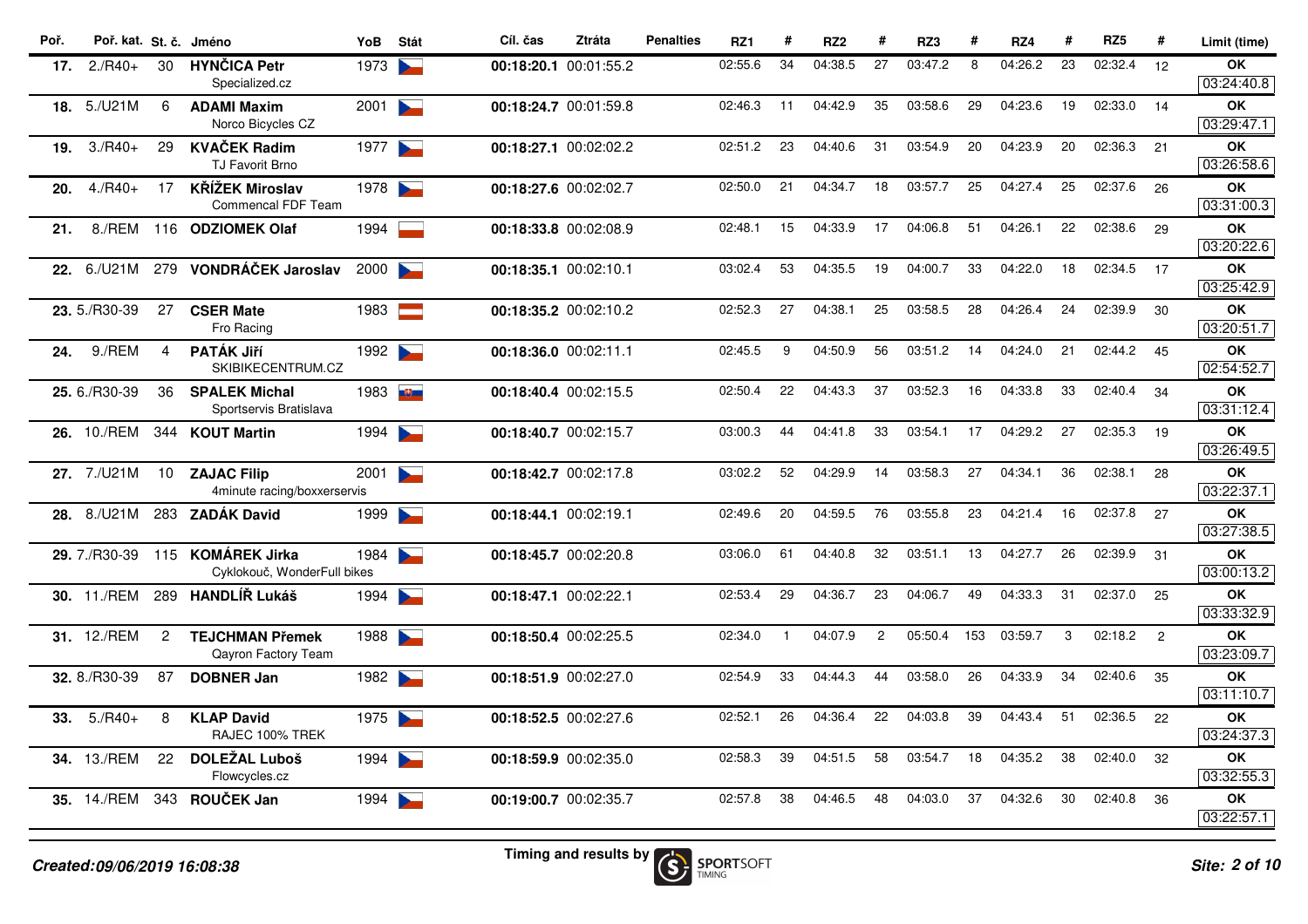| Poř. | Poř. kat. | St. č. | Jméno | YoB | Stát | Cíl. čas | Ztráta | Penalties | RZ1 | # | RZ2 | # | RZ3 | # | RZ4 | # | RZ5 | # | Limit (time) |
|---|---|---|---|---|---|---|---|---|---|---|---|---|---|---|---|---|---|---|---|
| **17.** | 2./R40+ | 30 | **HYNČICA Petr** Specialized.cz | 1973 | | **00:18:20.1** | 00:01:55.2 | | 02:55.6 | 34 | 04:38.5 | 27 | 03:47.2 | 8 | 04:26.2 | 23 | 02:32.4 | 12 | **OK** 03:24:40.8 |
| **18.** | 5./U21M | 6 | **ADAMI Maxim** Norco Bicycles CZ | 2001 | | **00:18:24.7** | 00:01:59.8 | | 02:46.3 | 11 | 04:42.9 | 35 | 03:58.6 | 29 | 04:23.6 | 19 | 02:33.0 | 14 | **OK** 03:29:47.1 |
| **19.** | 3./R40+ | 29 | **KVAČEK Radim** TJ Favorit Brno | 1977 | | **00:18:27.1** | 00:02:02.2 | | 02:51.2 | 23 | 04:40.6 | 31 | 03:54.9 | 20 | 04:23.9 | 20 | 02:36.3 | 21 | **OK** 03:26:58.6 |
| **20.** | 4./R40+ | 17 | **KŘÍŽEK Miroslav** Commencal FDF Team | 1978 | | **00:18:27.6** | 00:02:02.7 | | 02:50.0 | 21 | 04:34.7 | 18 | 03:57.7 | 25 | 04:27.4 | 25 | 02:37.6 | 26 | **OK** 03:31:00.3 |
| **21.** | 8./REM | 116 | **ODZIOMEK Olaf** | 1994 | | **00:18:33.8** | 00:02:08.9 | | 02:48.1 | 15 | 04:33.9 | 17 | 04:06.8 | 51 | 04:26.1 | 22 | 02:38.6 | 29 | **OK** 03:20:22.6 |
| **22.** | 6./U21M | 279 | **VONDRÁČEK Jaroslav** | 2000 | | **00:18:35.1** | 00:02:10.1 | | 03:02.4 | 53 | 04:35.5 | 19 | 04:00.7 | 33 | 04:22.0 | 18 | 02:34.5 | 17 | **OK** 03:25:42.9 |
| **23.** | 5./R30-39 | 27 | **CSER Mate** Fro Racing | 1983 | | **00:18:35.2** | 00:02:10.2 | | 02:52.3 | 27 | 04:38.1 | 25 | 03:58.5 | 28 | 04:26.4 | 24 | 02:39.9 | 30 | **OK** 03:20:51.7 |
| **24.** | 9./REM | 4 | **PATÁK Jiří** SKIBIKECENTRUM.CZ | 1992 | | **00:18:36.0** | 00:02:11.1 | | 02:45.5 | 9 | 04:50.9 | 56 | 03:51.2 | 14 | 04:24.0 | 21 | 02:44.2 | 45 | **OK** 02:54:52.7 |
| **25.** | 6./R30-39 | 36 | **SPALEK Michal** Sportservis Bratislava | 1983 | | **00:18:40.4** | 00:02:15.5 | | 02:50.4 | 22 | 04:43.3 | 37 | 03:52.3 | 16 | 04:33.8 | 33 | 02:40.4 | 34 | **OK** 03:31:12.4 |
| **26.** | 10./REM | 344 | **KOUT Martin** | 1994 | | **00:18:40.7** | 00:02:15.7 | | 03:00.3 | 44 | 04:41.8 | 33 | 03:54.1 | 17 | 04:29.2 | 27 | 02:35.3 | 19 | **OK** 03:26:49.5 |
| **27.** | 7./U21M | 10 | **ZAJAC Filip** 4minute racing/boxxerservis | 2001 | | **00:18:42.7** | 00:02:17.8 | | 03:02.2 | 52 | 04:29.9 | 14 | 03:58.3 | 27 | 04:34.1 | 36 | 02:38.1 | 28 | **OK** 03:22:37.1 |
| **28.** | 8./U21M | 283 | **ZADÁK David** | 1999 | | **00:18:44.1** | 00:02:19.1 | | 02:49.6 | 20 | 04:59.5 | 76 | 03:55.8 | 23 | 04:21.4 | 16 | 02:37.8 | 27 | **OK** 03:27:38.5 |
| **29.** | 7./R30-39 | 115 | **KOMÁREK Jirka** Cyklokouč, WonderFull bikes | 1984 | | **00:18:45.7** | 00:02:20.8 | | 03:06.0 | 61 | 04:40.8 | 32 | 03:51.1 | 13 | 04:27.7 | 26 | 02:39.9 | 31 | **OK** 03:00:13.2 |
| **30.** | 11./REM | 289 | **HANDLÍŘ Lukáš** | 1994 | | **00:18:47.1** | 00:02:22.1 | | 02:53.4 | 29 | 04:36.7 | 23 | 04:06.7 | 49 | 04:33.3 | 31 | 02:37.0 | 25 | **OK** 03:33:32.9 |
| **31.** | 12./REM | 2 | **TEJCHMAN Přemek** Qayron Factory Team | 1988 | | **00:18:50.4** | 00:02:25.5 | | 02:34.0 | 1 | 04:07.9 | 2 | 05:50.4 | 153 | 03:59.7 | 3 | 02:18.2 | 2 | **OK** 03:23:09.7 |
| **32.** | 8./R30-39 | 87 | **DOBNER Jan** | 1982 | | **00:18:51.9** | 00:02:27.0 | | 02:54.9 | 33 | 04:44.3 | 44 | 03:58.0 | 26 | 04:33.9 | 34 | 02:40.6 | 35 | **OK** 03:11:10.7 |
| **33.** | 5./R40+ | 8 | **KLAP David** RAJEC 100% TREK | 1975 | | **00:18:52.5** | 00:02:27.6 | | 02:52.1 | 26 | 04:36.4 | 22 | 04:03.8 | 39 | 04:43.4 | 51 | 02:36.5 | 22 | **OK** 03:24:37.3 |
| **34.** | 13./REM | 22 | **DOLEŽAL Luboš** Flowcycles.cz | 1994 | | **00:18:59.9** | 00:02:35.0 | | 02:58.3 | 39 | 04:51.5 | 58 | 03:54.7 | 18 | 04:35.2 | 38 | 02:40.0 | 32 | **OK** 03:32:55.3 |
| **35.** | 14./REM | 343 | **ROUČEK Jan** | 1994 | | **00:19:00.7** | 00:02:35.7 | | 02:57.8 | 38 | 04:46.5 | 48 | 04:03.0 | 37 | 04:32.6 | 30 | 02:40.8 | 36 | **OK** 03:22:57.1 |

*Created:09/06/2019 16:08:38*

Timing and results by SPORTSOFT TIMING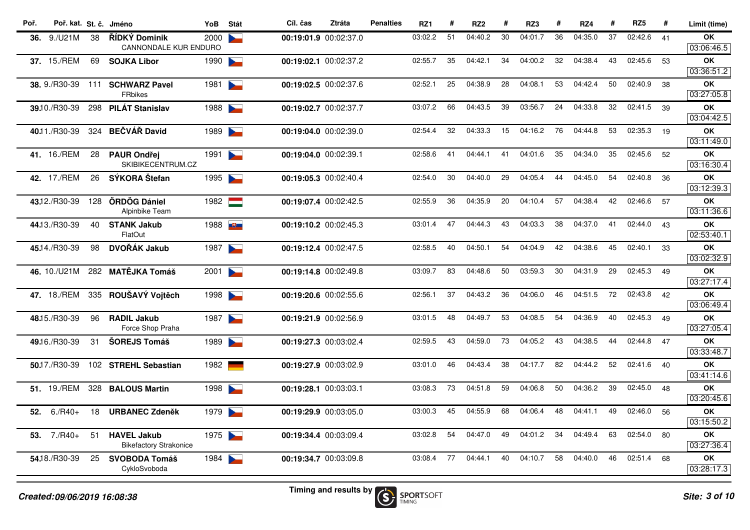| Poř. | Poř. kat. | St. č. | Jméno | YoB | Stát | Cíl. čas | Ztráta | Penalties | RZ1 | # | RZ2 | # | RZ3 | # | RZ4 | # | RZ5 | # | Limit (time) |
|---|---|---|---|---|---|---|---|---|---|---|---|---|---|---|---|---|---|---|---|
| 36. | 9./U21M | 38 | **ŘÍDKÝ Dominik** CANNONDALE KUR ENDURO | 2000 | | **00:19:01.9** | 00:02:37.0 | | 03:02.2 | 51 | 04:40.2 | 30 | 04:01.7 | 36 | 04:35.0 | 37 | 02:42.6 | 41 | **OK** 03:06:46.5 |
| 37. | 15./REM | 69 | **SOJKA Libor** | 1990 | | **00:19:02.1** | 00:02:37.2 | | 02:55.7 | 35 | 04:42.1 | 34 | 04:00.2 | 32 | 04:38.4 | 43 | 02:45.6 | 53 | **OK** 03:36:51.2 |
| 38. | 9./R30-39 | 111 | **SCHWARZ Pavel** FRbikes | 1981 | | **00:19:02.5** | 00:02:37.6 | | 02:52.1 | 25 | 04:38.9 | 28 | 04:08.1 | 53 | 04:42.4 | 50 | 02:40.9 | 38 | **OK** 03:27:05.8 |
| 39. | 10./R30-39 | 298 | **PILÁT Stanislav** | 1988 | | **00:19:02.7** | 00:02:37.7 | | 03:07.2 | 66 | 04:43.5 | 39 | 03:56.7 | 24 | 04:33.8 | 32 | 02:41.5 | 39 | **OK** 03:04:42.5 |
| 40. | 11./R30-39 | 324 | **BEČVÁŘ David** | 1989 | | **00:19:04.0** | 00:02:39.0 | | 02:54.4 | 32 | 04:33.3 | 15 | 04:16.2 | 76 | 04:44.8 | 53 | 02:35.3 | 19 | **OK** 03:11:49.0 |
| 41. | 16./REM | 28 | **PAUR Ondřej** SKIBIKECENTRUM.CZ | 1991 | | **00:19:04.0** | 00:02:39.1 | | 02:58.6 | 41 | 04:44.1 | 41 | 04:01.6 | 35 | 04:34.0 | 35 | 02:45.6 | 52 | **OK** 03:16:30.4 |
| 42. | 17./REM | 26 | **SÝKORA Štefan** | 1995 | | **00:19:05.3** | 00:02:40.4 | | 02:54.0 | 30 | 04:40.0 | 29 | 04:05.4 | 44 | 04:45.0 | 54 | 02:40.8 | 36 | **OK** 03:12:39.3 |
| 43. | 12./R30-39 | 128 | **ÖRDÖG Dániel** Alpinbike Team | 1982 | | **00:19:07.4** | 00:02:42.5 | | 02:55.9 | 36 | 04:35.9 | 20 | 04:10.4 | 57 | 04:38.4 | 42 | 02:46.6 | 57 | **OK** 03:11:36.6 |
| 44. | 13./R30-39 | 40 | **STANK Jakub** FlatOut | 1988 | | **00:19:10.2** | 00:02:45.3 | | 03:01.4 | 47 | 04:44.3 | 43 | 04:03.3 | 38 | 04:37.0 | 41 | 02:44.0 | 43 | **OK** 02:53:40.1 |
| 45. | 14./R30-39 | 98 | **DVOŘÁK Jakub** | 1987 | | **00:19:12.4** | 00:02:47.5 | | 02:58.5 | 40 | 04:50.1 | 54 | 04:04.9 | 42 | 04:38.6 | 45 | 02:40.1 | 33 | **OK** 03:02:32.9 |
| 46. | 10./U21M | 282 | **MATĚJKA Tomáš** | 2001 | | **00:19:14.8** | 00:02:49.8 | | 03:09.7 | 83 | 04:48.6 | 50 | 03:59.3 | 30 | 04:31.9 | 29 | 02:45.3 | 49 | **OK** 03:27:17.4 |
| 47. | 18./REM | 335 | **ROUŠAVÝ Vojtěch** | 1998 | | **00:19:20.6** | 00:02:55.6 | | 02:56.1 | 37 | 04:43.2 | 36 | 04:06.0 | 46 | 04:51.5 | 72 | 02:43.8 | 42 | **OK** 03:06:49.4 |
| 48. | 15./R30-39 | 96 | **RADIL Jakub** Force Shop Praha | 1987 | | **00:19:21.9** | 00:02:56.9 | | 03:01.5 | 48 | 04:49.7 | 53 | 04:08.5 | 54 | 04:36.9 | 40 | 02:45.3 | 49 | **OK** 03:27:05.4 |
| 49. | 16./R30-39 | 31 | **ŠOREJS Tomáš** | 1989 | | **00:19:27.3** | 00:03:02.4 | | 02:59.5 | 43 | 04:59.0 | 73 | 04:05.2 | 43 | 04:38.5 | 44 | 02:44.8 | 47 | **OK** 03:33:48.7 |
| 50. | 17./R30-39 | 102 | **STREHL Sebastian** | 1982 | | **00:19:27.9** | 00:03:02.9 | | 03:01.0 | 46 | 04:43.4 | 38 | 04:17.7 | 82 | 04:44.2 | 52 | 02:41.6 | 40 | **OK** 03:41:14.6 |
| 51. | 19./REM | 328 | **BALOUS Martin** | 1998 | | **00:19:28.1** | 00:03:03.1 | | 03:08.3 | 73 | 04:51.8 | 59 | 04:06.8 | 50 | 04:36.2 | 39 | 02:45.0 | 48 | **OK** 03:20:45.6 |
| 52. | 6./R40+ | 18 | **URBANEC Zdeněk** | 1979 | | **00:19:29.9** | 00:03:05.0 | | 03:00.3 | 45 | 04:55.9 | 68 | 04:06.4 | 48 | 04:41.1 | 49 | 02:46.0 | 56 | **OK** 03:15:50.2 |
| 53. | 7./R40+ | 51 | **HAVEL Jakub** Bikefactory Strakonice | 1975 | | **00:19:34.4** | 00:03:09.4 | | 03:02.8 | 54 | 04:47.0 | 49 | 04:01.2 | 34 | 04:49.4 | 63 | 02:54.0 | 80 | **OK** 03:27:36.4 |
| 54. | 18./R30-39 | 25 | **SVOBODA Tomáš** CykloSvoboda | 1984 | | **00:19:34.7** | 00:03:09.8 | | 03:08.4 | 77 | 04:44.1 | 40 | 04:10.7 | 58 | 04:40.0 | 46 | 02:51.4 | 68 | **OK** 03:28:17.3 |

*Created:09/06/2019 16:08:38*

Timing and results by SPORTSOFT TIMING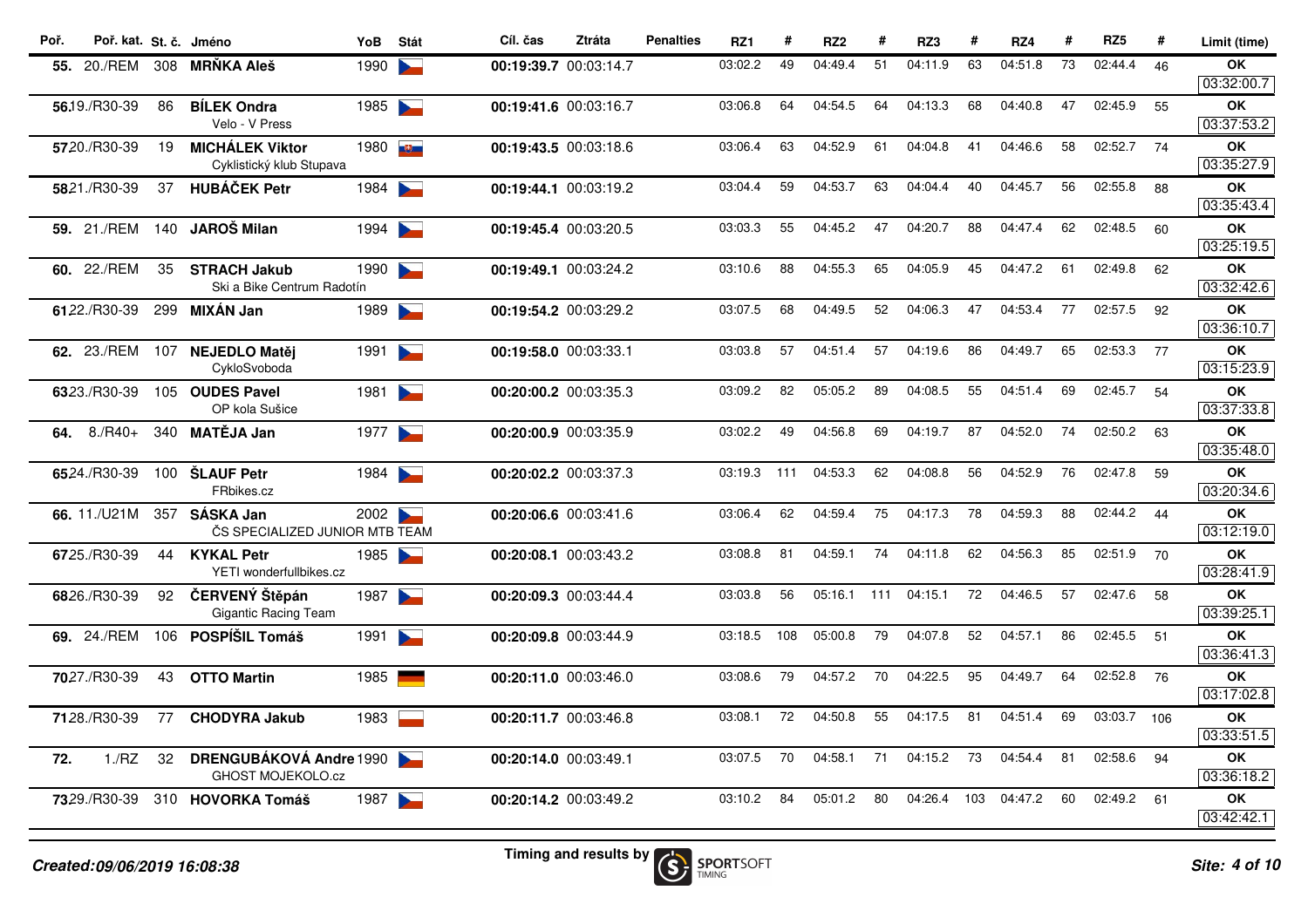| Poř. | Poř. kat. | St. č. | Jméno | YoB | Stát | Cíl. čas | Ztráta | Penalties | RZ1 | # | RZ2 | # | RZ3 | # | RZ4 | # | RZ5 | # | Limit (time) |
|---|---|---|---|---|---|---|---|---|---|---|---|---|---|---|---|---|---|---|---|
| 55. | 20./REM | 308 | **MRŇKA Aleš** | 1990 | CZE | **00:19:39.7** | 00:03:14.7 | | 03:02.2 | 49 | 04:49.4 | 51 | 04:11.9 | 63 | 04:51.8 | 73 | 02:44.4 | 46 | **OK** 03:32:00.7 |
| 56. | 19./R30-39 | 86 | **BÍLEK Ondra** Velo - V Press | 1985 | CZE | **00:19:41.6** | 00:03:16.7 | | 03:06.8 | 64 | 04:54.5 | 64 | 04:13.3 | 68 | 04:40.8 | 47 | 02:45.9 | 55 | **OK** 03:37:53.2 |
| 57. | 20./R30-39 | 19 | **MICHÁLEK Viktor** Cyklistický klub Stupava | 1980 | SVK | **00:19:43.5** | 00:03:18.6 | | 03:06.4 | 63 | 04:52.9 | 61 | 04:04.8 | 41 | 04:46.6 | 58 | 02:52.7 | 74 | **OK** 03:35:27.9 |
| 58. | 21./R30-39 | 37 | **HUBÁČEK Petr** | 1984 | CZE | **00:19:44.1** | 00:03:19.2 | | 03:04.4 | 59 | 04:53.7 | 63 | 04:04.4 | 40 | 04:45.7 | 56 | 02:55.8 | 88 | **OK** 03:35:43.4 |
| 59. | 21./REM | 140 | **JAROŠ Milan** | 1994 | CZE | **00:19:45.4** | 00:03:20.5 | | 03:03.3 | 55 | 04:45.2 | 47 | 04:20.7 | 88 | 04:47.4 | 62 | 02:48.5 | 60 | **OK** 03:25:19.5 |
| 60. | 22./REM | 35 | **STRACH Jakub** Ski a Bike Centrum Radotín | 1990 | CZE | **00:19:49.1** | 00:03:24.2 | | 03:10.6 | 88 | 04:55.3 | 65 | 04:05.9 | 45 | 04:47.2 | 61 | 02:49.8 | 62 | **OK** 03:32:42.6 |
| 61. | 22./R30-39 | 299 | **MIXÁN Jan** | 1989 | CZE | **00:19:54.2** | 00:03:29.2 | | 03:07.5 | 68 | 04:49.5 | 52 | 04:06.3 | 47 | 04:53.4 | 77 | 02:57.5 | 92 | **OK** 03:36:10.7 |
| 62. | 23./REM | 107 | **NEJEDLO Matěj** CykloSvoboda | 1991 | CZE | **00:19:58.0** | 00:03:33.1 | | 03:03.8 | 57 | 04:51.4 | 57 | 04:19.6 | 86 | 04:49.7 | 65 | 02:53.3 | 77 | **OK** 03:15:23.9 |
| 63. | 23./R30-39 | 105 | **OUDES Pavel** OP kola Sušice | 1981 | CZE | **00:20:00.2** | 00:03:35.3 | | 03:09.2 | 82 | 05:05.2 | 89 | 04:08.5 | 55 | 04:51.4 | 69 | 02:45.7 | 54 | **OK** 03:37:33.8 |
| 64. | 8./R40+ | 340 | **MATĚJA Jan** | 1977 | CZE | **00:20:00.9** | 00:03:35.9 | | 03:02.2 | 49 | 04:56.8 | 69 | 04:19.7 | 87 | 04:52.0 | 74 | 02:50.2 | 63 | **OK** 03:35:48.0 |
| 65. | 24./R30-39 | 100 | **ŠLAUF Petr** FRbikes.cz | 1984 | CZE | **00:20:02.2** | 00:03:37.3 | | 03:19.3 | 111 | 04:53.3 | 62 | 04:08.8 | 56 | 04:52.9 | 76 | 02:47.8 | 59 | **OK** 03:20:34.6 |
| 66. | 11./U21M | 357 | **SÁSKA Jan** ČS SPECIALIZED JUNIOR MTB TEAM | 2002 | CZE | **00:20:06.6** | 00:03:41.6 | | 03:06.4 | 62 | 04:59.4 | 75 | 04:17.3 | 78 | 04:59.3 | 88 | 02:44.2 | 44 | **OK** 03:12:19.0 |
| 67. | 25./R30-39 | 44 | **KYKAL Petr** YETI wonderfullbikes.cz | 1985 | CZE | **00:20:08.1** | 00:03:43.2 | | 03:08.8 | 81 | 04:59.1 | 74 | 04:11.8 | 62 | 04:56.3 | 85 | 02:51.9 | 70 | **OK** 03:28:41.9 |
| 68. | 26./R30-39 | 92 | **ČERVENÝ Štěpán** Gigantic Racing Team | 1987 | CZE | **00:20:09.3** | 00:03:44.4 | | 03:03.8 | 56 | 05:16.1 | 111 | 04:15.1 | 72 | 04:46.5 | 57 | 02:47.6 | 58 | **OK** 03:39:25.1 |
| 69. | 24./REM | 106 | **POSPÍŠIL Tomáš** | 1991 | CZE | **00:20:09.8** | 00:03:44.9 | | 03:18.5 | 108 | 05:00.8 | 79 | 04:07.8 | 52 | 04:57.1 | 86 | 02:45.5 | 51 | **OK** 03:36:41.3 |
| 70. | 27./R30-39 | 43 | **OTTO Martin** | 1985 | GER | **00:20:11.0** | 00:03:46.0 | | 03:08.6 | 79 | 04:57.2 | 70 | 04:22.5 | 95 | 04:49.7 | 64 | 02:52.8 | 76 | **OK** 03:17:02.8 |
| 71. | 28./R30-39 | 77 | **CHODYRA Jakub** | 1983 | POL | **00:20:11.7** | 00:03:46.8 | | 03:08.1 | 72 | 04:50.8 | 55 | 04:17.5 | 81 | 04:51.4 | 69 | 03:03.7 | 106 | **OK** 03:33:51.5 |
| 72. | 1./RZ | 32 | **DRENGUBÁKOVÁ Andre** GHOST MOJEKOLO.cz | 1990 | CZE | **00:20:14.0** | 00:03:49.1 | | 03:07.5 | 70 | 04:58.1 | 71 | 04:15.2 | 73 | 04:54.4 | 81 | 02:58.6 | 94 | **OK** 03:36:18.2 |
| 73. | 29./R30-39 | 310 | **HOVORKA Tomáš** | 1987 | CZE | **00:20:14.2** | 00:03:49.2 | | 03:10.2 | 84 | 05:01.2 | 80 | 04:26.4 | 103 | 04:47.2 | 60 | 02:49.2 | 61 | **OK** 03:42:42.1 |

*Created:09/06/2019 16:08:38*

Timing and results by SPORTSOFT TIMING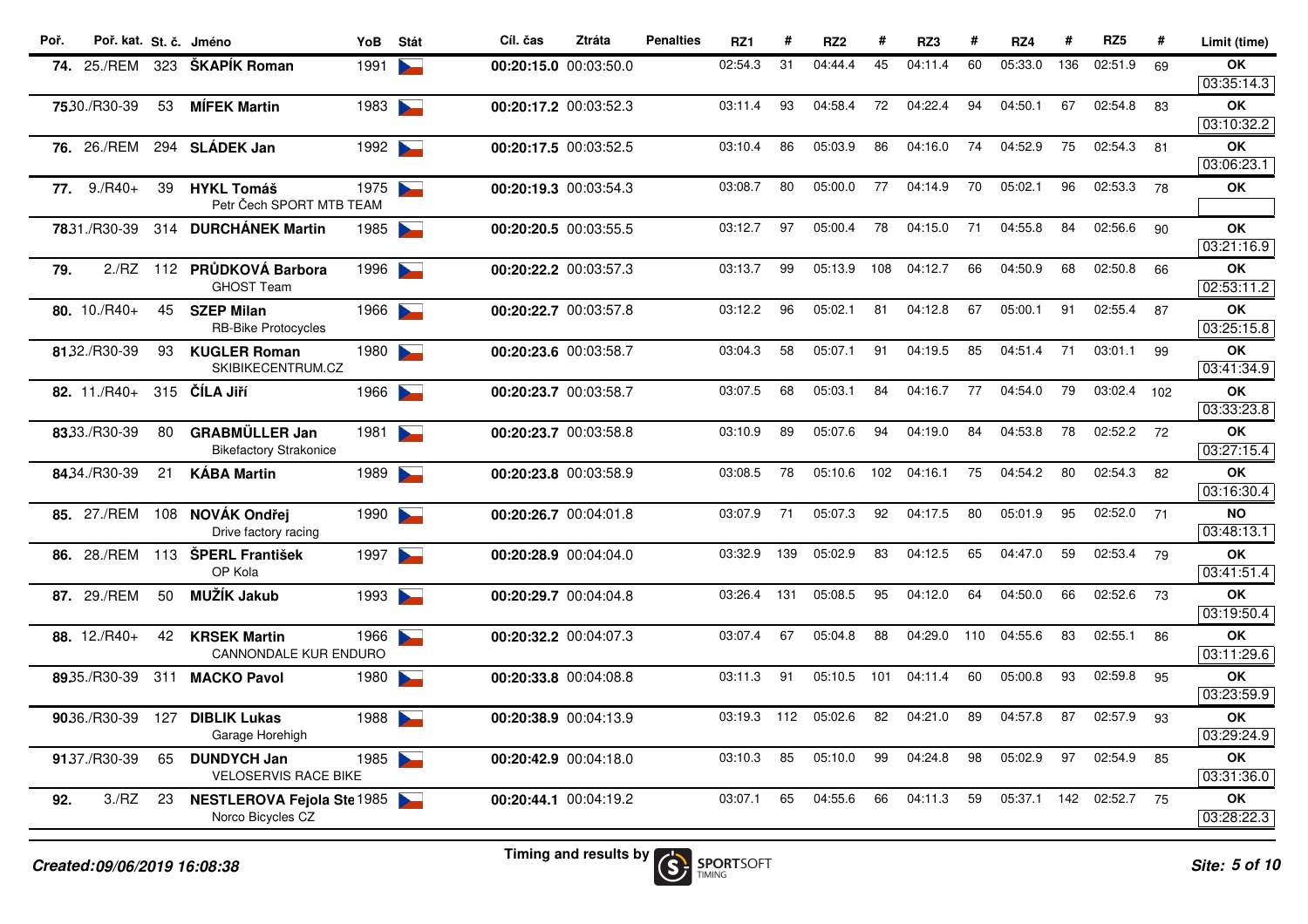| Poř. | Poř. kat. | St. č. | Jméno | YoB | Stát | Cíl. čas | Ztráta | Penalties | RZ1 | # | RZ2 | # | RZ3 | # | RZ4 | # | RZ5 | # | Limit (time) |
|---|---|---|---|---|---|---|---|---|---|---|---|---|---|---|---|---|---|---|---|
| 74. | 25./REM | 323 | **ŠKAPÍK Roman** | 1991 | CZE | **00:20:15.0** | 00:03:50.0 | | 02:54.3 | 31 | 04:44.4 | 45 | 04:11.4 | 60 | 05:33.0 | 136 | 02:51.9 | 69 | **OK** 03:35:14.3 |
| 75. | 30./R30-39 | 53 | **MÍFEK Martin** | 1983 | CZE | **00:20:17.2** | 00:03:52.3 | | 03:11.4 | 93 | 04:58.4 | 72 | 04:22.4 | 94 | 04:50.1 | 67 | 02:54.8 | 83 | **OK** 03:10:32.2 |
| 76. | 26./REM | 294 | **SLÁDEK Jan** | 1992 | CZE | **00:20:17.5** | 00:03:52.5 | | 03:10.4 | 86 | 05:03.9 | 86 | 04:16.0 | 74 | 04:52.9 | 75 | 02:54.3 | 81 | **OK** 03:06:23.1 |
| 77. | 9./R40+ | 39 | **HYKL Tomáš** Petr Čech SPORT MTB TEAM | 1975 | CZE | **00:20:19.3** | 00:03:54.3 | | 03:08.7 | 80 | 05:00.0 | 77 | 04:14.9 | 70 | 05:02.1 | 96 | 02:53.3 | 78 | **OK** |
| 78. | 31./R30-39 | 314 | **DURCHÁNEK Martin** | 1985 | CZE | **00:20:20.5** | 00:03:55.5 | | 03:12.7 | 97 | 05:00.4 | 78 | 04:15.0 | 71 | 04:55.8 | 84 | 02:56.6 | 90 | **OK** 03:21:16.9 |
| 79. | 2./RZ | 112 | **PRŮDKOVÁ Barbora** GHOST Team | 1996 | CZE | **00:20:22.2** | 00:03:57.3 | | 03:13.7 | 99 | 05:13.9 | 108 | 04:12.7 | 66 | 04:50.9 | 68 | 02:50.8 | 66 | **OK** 02:53:11.2 |
| 80. | 10./R40+ | 45 | **SZEP Milan** RB-Bike Protocycles | 1966 | CZE | **00:20:22.7** | 00:03:57.8 | | 03:12.2 | 96 | 05:02.1 | 81 | 04:12.8 | 67 | 05:00.1 | 91 | 02:55.4 | 87 | **OK** 03:25:15.8 |
| 81. | 32./R30-39 | 93 | **KUGLER Roman** SKIBIKECENTRUM.CZ | 1980 | CZE | **00:20:23.6** | 00:03:58.7 | | 03:04.3 | 58 | 05:07.1 | 91 | 04:19.5 | 85 | 04:51.4 | 71 | 03:01.1 | 99 | **OK** 03:41:34.9 |
| 82. | 11./R40+ | 315 | **ČÍLA Jiří** | 1966 | CZE | **00:20:23.7** | 00:03:58.7 | | 03:07.5 | 68 | 05:03.1 | 84 | 04:16.7 | 77 | 04:54.0 | 79 | 03:02.4 | 102 | **OK** 03:33:23.8 |
| 83. | 33./R30-39 | 80 | **GRABMÜLLER Jan** Bikefactory Strakonice | 1981 | CZE | **00:20:23.7** | 00:03:58.8 | | 03:10.9 | 89 | 05:07.6 | 94 | 04:19.0 | 84 | 04:53.8 | 78 | 02:52.2 | 72 | **OK** 03:27:15.4 |
| 84. | 34./R30-39 | 21 | **KÁBA Martin** | 1989 | CZE | **00:20:23.8** | 00:03:58.9 | | 03:08.5 | 78 | 05:10.6 | 102 | 04:16.1 | 75 | 04:54.2 | 80 | 02:54.3 | 82 | **OK** 03:16:30.4 |
| 85. | 27./REM | 108 | **NOVÁK Ondřej** Drive factory racing | 1990 | CZE | **00:20:26.7** | 00:04:01.8 | | 03:07.9 | 71 | 05:07.3 | 92 | 04:17.5 | 80 | 05:01.9 | 95 | 02:52.0 | 71 | **NO** 03:48:13.1 |
| 86. | 28./REM | 113 | **ŠPERL František** OP Kola | 1997 | CZE | **00:20:28.9** | 00:04:04.0 | | 03:32.9 | 139 | 05:02.9 | 83 | 04:12.5 | 65 | 04:47.0 | 59 | 02:53.4 | 79 | **OK** 03:41:51.4 |
| 87. | 29./REM | 50 | **MUŽÍK Jakub** | 1993 | CZE | **00:20:29.7** | 00:04:04.8 | | 03:26.4 | 131 | 05:08.5 | 95 | 04:12.0 | 64 | 04:50.0 | 66 | 02:52.6 | 73 | **OK** 03:19:50.4 |
| 88. | 12./R40+ | 42 | **KRSEK Martin** CANNONDALE KUR ENDURO | 1966 | CZE | **00:20:32.2** | 00:04:07.3 | | 03:07.4 | 67 | 05:04.8 | 88 | 04:29.0 | 110 | 04:55.6 | 83 | 02:55.1 | 86 | **OK** 03:11:29.6 |
| 89. | 35./R30-39 | 311 | **MACKO Pavol** | 1980 | CZE | **00:20:33.8** | 00:04:08.8 | | 03:11.3 | 91 | 05:10.5 | 101 | 04:11.4 | 60 | 05:00.8 | 93 | 02:59.8 | 95 | **OK** 03:23:59.9 |
| 90. | 36./R30-39 | 127 | **DIBLIK Lukas** Garage Horehigh | 1988 | CZE | **00:20:38.9** | 00:04:13.9 | | 03:19.3 | 112 | 05:02.6 | 82 | 04:21.0 | 89 | 04:57.8 | 87 | 02:57.9 | 93 | **OK** 03:29:24.9 |
| 91. | 37./R30-39 | 65 | **DUNDYCH Jan** VELOSERVIS RACE BIKE | 1985 | CZE | **00:20:42.9** | 00:04:18.0 | | 03:10.3 | 85 | 05:10.0 | 99 | 04:24.8 | 98 | 05:02.9 | 97 | 02:54.9 | 85 | **OK** 03:31:36.0 |
| 92. | 3./RZ | 23 | **NESTLEROVA Fejola Ste** Norco Bicycles CZ | 1985 | CZE | **00:20:44.1** | 00:04:19.2 | | 03:07.1 | 65 | 04:55.6 | 66 | 04:11.3 | 59 | 05:37.1 | 142 | 02:52.7 | 75 | **OK** 03:28:22.3 |

*Created:09/06/2019 16:08:38*

Timing and results by SPORTSOFT TIMING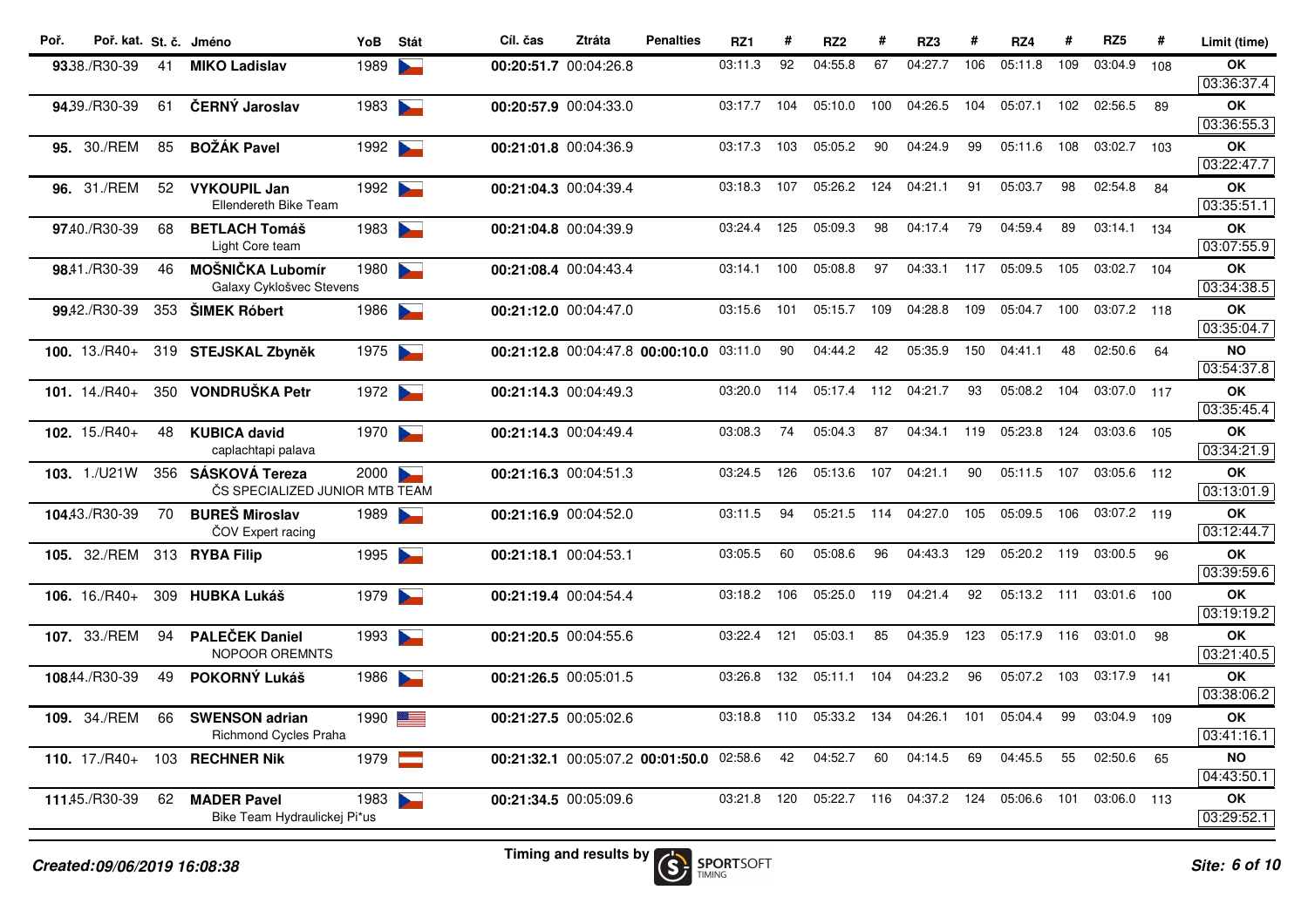| Poř. | Poř. kat. | St. č. | Jméno | YoB | Stát | Cíl. čas | Ztráta | Penalties | RZ1 | # | RZ2 | # | RZ3 | # | RZ4 | # | RZ5 | # | Limit (time) |
|---|---|---|---|---|---|---|---|---|---|---|---|---|---|---|---|---|---|---|---|
| 93. | 38./R30-39 | 41 | **MIKO Ladislav** | 1989 | | **00:20:51.7** | 00:04:26.8 | | 03:11.3 | 92 | 04:55.8 | 67 | 04:27.7 | 106 | 05:11.8 | 109 | 03:04.9 | 108 | **OK** 03:36:37.4 |
| 94. | 39./R30-39 | 61 | **ČERNÝ Jaroslav** | 1983 | | **00:20:57.9** | 00:04:33.0 | | 03:17.7 | 104 | 05:10.0 | 100 | 04:26.5 | 104 | 05:07.1 | 102 | 02:56.5 | 89 | **OK** 03:36:55.3 |
| 95. | 30./REM | 85 | **BOŽÁK Pavel** | 1992 | | **00:21:01.8** | 00:04:36.9 | | 03:17.3 | 103 | 05:05.2 | 90 | 04:24.9 | 99 | 05:11.6 | 108 | 03:02.7 | 103 | **OK** 03:22:47.7 |
| 96. | 31./REM | 52 | **VYKOUPIL Jan** Ellendereth Bike Team | 1992 | | **00:21:04.3** | 00:04:39.4 | | 03:18.3 | 107 | 05:26.2 | 124 | 04:21.1 | 91 | 05:03.7 | 98 | 02:54.8 | 84 | **OK** 03:35:51.1 |
| 97. | 40./R30-39 | 68 | **BETLACH Tomáš** Light Core team | 1983 | | **00:21:04.8** | 00:04:39.9 | | 03:24.4 | 125 | 05:09.3 | 98 | 04:17.4 | 79 | 04:59.4 | 89 | 03:14.1 | 134 | **OK** 03:07:55.9 |
| 98. | 41./R30-39 | 46 | **MOŠNIČKA Lubomír** Galaxy Cyklošvec Stevens | 1980 | | **00:21:08.4** | 00:04:43.4 | | 03:14.1 | 100 | 05:08.8 | 97 | 04:33.1 | 117 | 05:09.5 | 105 | 03:02.7 | 104 | **OK** 03:34:38.5 |
| 99. | 42./R30-39 | 353 | **ŠIMEK Róbert** | 1986 | | **00:21:12.0** | 00:04:47.0 | | 03:15.6 | 101 | 05:15.7 | 109 | 04:28.8 | 109 | 05:04.7 | 100 | 03:07.2 | 118 | **OK** 03:35:04.7 |
| 100. | 13./R40+ | 319 | **STEJSKAL Zbyněk** | 1975 | | **00:21:12.8** | 00:04:47.8 | **00:00:10.0** | 03:11.0 | 90 | 04:44.2 | 42 | 05:35.9 | 150 | 04:41.1 | 48 | 02:50.6 | 64 | **NO** 03:54:37.8 |
| 101. | 14./R40+ | 350 | **VONDRUŠKA Petr** | 1972 | | **00:21:14.3** | 00:04:49.3 | | 03:20.0 | 114 | 05:17.4 | 112 | 04:21.7 | 93 | 05:08.2 | 104 | 03:07.0 | 117 | **OK** 03:35:45.4 |
| 102. | 15./R40+ | 48 | **KUBICA david** caplachtapi palava | 1970 | | **00:21:14.3** | 00:04:49.4 | | 03:08.3 | 74 | 05:04.3 | 87 | 04:34.1 | 119 | 05:23.8 | 124 | 03:03.6 | 105 | **OK** 03:34:21.9 |
| 103. | 1./U21W | 356 | **SÁSKOVÁ Tereza** ČS SPECIALIZED JUNIOR MTB TEAM | 2000 | | **00:21:16.3** | 00:04:51.3 | | 03:24.5 | 126 | 05:13.6 | 107 | 04:21.1 | 90 | 05:11.5 | 107 | 03:05.6 | 112 | **OK** 03:13:01.9 |
| 104. | 43./R30-39 | 70 | **BUREŠ Miroslav** ČOV Expert racing | 1989 | | **00:21:16.9** | 00:04:52.0 | | 03:11.5 | 94 | 05:21.5 | 114 | 04:27.0 | 105 | 05:09.5 | 106 | 03:07.2 | 119 | **OK** 03:12:44.7 |
| 105. | 32./REM | 313 | **RYBA Filip** | 1995 | | **00:21:18.1** | 00:04:53.1 | | 03:05.5 | 60 | 05:08.6 | 96 | 04:43.3 | 129 | 05:20.2 | 119 | 03:00.5 | 96 | **OK** 03:39:59.6 |
| 106. | 16./R40+ | 309 | **HUBKA Lukáš** | 1979 | | **00:21:19.4** | 00:04:54.4 | | 03:18.2 | 106 | 05:25.0 | 119 | 04:21.4 | 92 | 05:13.2 | 111 | 03:01.6 | 100 | **OK** 03:19:19.2 |
| 107. | 33./REM | 94 | **PALEČEK Daniel** NOPOOR OREMNTS | 1993 | | **00:21:20.5** | 00:04:55.6 | | 03:22.4 | 121 | 05:03.1 | 85 | 04:35.9 | 123 | 05:17.9 | 116 | 03:01.0 | 98 | **OK** 03:21:40.5 |
| 108. | 44./R30-39 | 49 | **POKORNÝ Lukáš** | 1986 | | **00:21:26.5** | 00:05:01.5 | | 03:26.8 | 132 | 05:11.1 | 104 | 04:23.2 | 96 | 05:07.2 | 103 | 03:17.9 | 141 | **OK** 03:38:06.2 |
| 109. | 34./REM | 66 | **SWENSON adrian** Richmond Cycles Praha | 1990 | | **00:21:27.5** | 00:05:02.6 | | 03:18.8 | 110 | 05:33.2 | 134 | 04:26.1 | 101 | 05:04.4 | 99 | 03:04.9 | 109 | **OK** 03:41:16.1 |
| 110. | 17./R40+ | 103 | **RECHNER Nik** | 1979 | | **00:21:32.1** | 00:05:07.2 | **00:01:50.0** | 02:58.6 | 42 | 04:52.7 | 60 | 04:14.5 | 69 | 04:45.5 | 55 | 02:50.6 | 65 | **NO** 04:43:50.1 |
| 111. | 45./R30-39 | 62 | **MADER Pavel** Bike Team Hydraulickej Pi*us | 1983 | | **00:21:34.5** | 00:05:09.6 | | 03:21.8 | 120 | 05:22.7 | 116 | 04:37.2 | 124 | 05:06.6 | 101 | 03:06.0 | 113 | **OK** 03:29:52.1 |

*Created:09/06/2019 16:08:38*

Timing and results by SPORTSOFT TIMING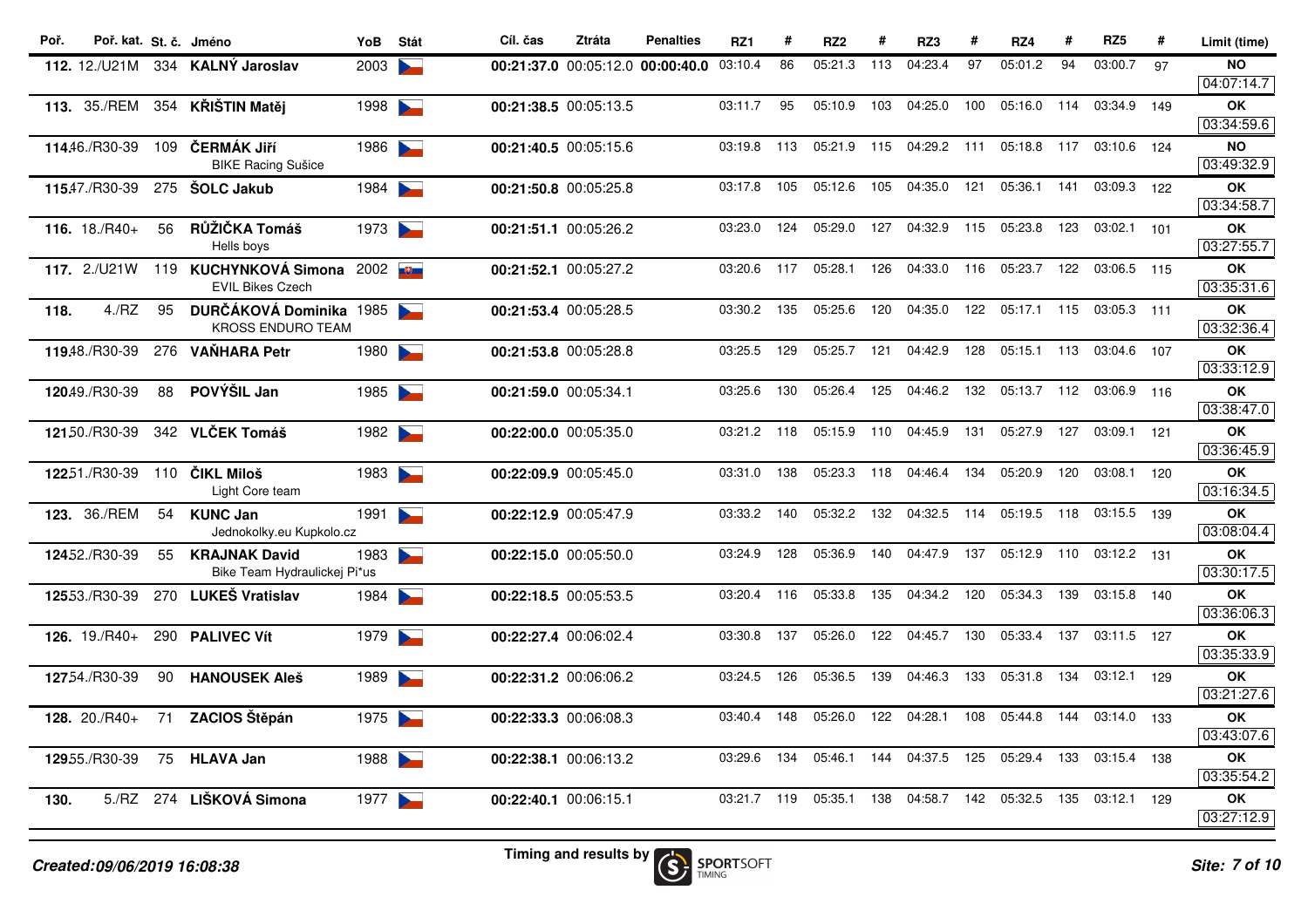| Poř. | Poř. kat. | St. č. | Jméno | YoB | Stát | Cíl. čas | Ztráta | Penalties | RZ1 | # | RZ2 | # | RZ3 | # | RZ4 | # | RZ5 | # | Limit (time) |
|---|---|---|---|---|---|---|---|---|---|---|---|---|---|---|---|---|---|---|---|
| **112.** | 12./U21M | 334 | **KALNÝ Jaroslav** | 2003 | | **00:21:37.0** | 00:05:12.0 | **00:00:40.0** | 03:10.4 | 86 | 05:21.3 | 113 | 04:23.4 | 97 | 05:01.2 | 94 | 03:00.7 | 97 | **NO** 04:07:14.7 |
| **113.** | 35./REM | 354 | **KŘIŠTIN Matěj** | 1998 | | **00:21:38.5** | 00:05:13.5 | | 03:11.7 | 95 | 05:10.9 | 103 | 04:25.0 | 100 | 05:16.0 | 114 | 03:34.9 | 149 | **OK** 03:34:59.6 |
| **114.** | 46./R30-39 | 109 | **ČERMÁK Jiří** BIKE Racing Sušice | 1986 | | **00:21:40.5** | 00:05:15.6 | | 03:19.8 | 113 | 05:21.9 | 115 | 04:29.2 | 111 | 05:18.8 | 117 | 03:10.6 | 124 | **NO** 03:49:32.9 |
| **115.** | 47./R30-39 | 275 | **ŠOLC Jakub** | 1984 | | **00:21:50.8** | 00:05:25.8 | | 03:17.8 | 105 | 05:12.6 | 105 | 04:35.0 | 121 | 05:36.1 | 141 | 03:09.3 | 122 | **OK** 03:34:58.7 |
| **116.** | 18./R40+ | 56 | **RŮŽIČKA Tomáš** Hells boys | 1973 | | **00:21:51.1** | 00:05:26.2 | | 03:23.0 | 124 | 05:29.0 | 127 | 04:32.9 | 115 | 05:23.8 | 123 | 03:02.1 | 101 | **OK** 03:27:55.7 |
| **117.** | 2./U21W | 119 | **KUCHYNKOVÁ Simona** EVIL Bikes Czech | 2002 | | **00:21:52.1** | 00:05:27.2 | | 03:20.6 | 117 | 05:28.1 | 126 | 04:33.0 | 116 | 05:23.7 | 122 | 03:06.5 | 115 | **OK** 03:35:31.6 |
| **118.** | 4./RZ | 95 | **DURČÁKOVÁ Dominika** KROSS ENDURO TEAM | 1985 | | **00:21:53.4** | 00:05:28.5 | | 03:30.2 | 135 | 05:25.6 | 120 | 04:35.0 | 122 | 05:17.1 | 115 | 03:05.3 | 111 | **OK** 03:32:36.4 |
| **119.** | 48./R30-39 | 276 | **VAŇHARA Petr** | 1980 | | **00:21:53.8** | 00:05:28.8 | | 03:25.5 | 129 | 05:25.7 | 121 | 04:42.9 | 128 | 05:15.1 | 113 | 03:04.6 | 107 | **OK** 03:33:12.9 |
| **120.** | 49./R30-39 | 88 | **POVÝŠIL Jan** | 1985 | | **00:21:59.0** | 00:05:34.1 | | 03:25.6 | 130 | 05:26.4 | 125 | 04:46.2 | 132 | 05:13.7 | 112 | 03:06.9 | 116 | **OK** 03:38:47.0 |
| **121.** | 50./R30-39 | 342 | **VLČEK Tomáš** | 1982 | | **00:22:00.0** | 00:05:35.0 | | 03:21.2 | 118 | 05:15.9 | 110 | 04:45.9 | 131 | 05:27.9 | 127 | 03:09.1 | 121 | **OK** 03:36:45.9 |
| **122.** | 51./R30-39 | 110 | **ČIKL Miloš** Light Core team | 1983 | | **00:22:09.9** | 00:05:45.0 | | 03:31.0 | 138 | 05:23.3 | 118 | 04:46.4 | 134 | 05:20.9 | 120 | 03:08.1 | 120 | **OK** 03:16:34.5 |
| **123.** | 36./REM | 54 | **KUNC Jan** Jednokolky.eu Kupkolo.cz | 1991 | | **00:22:12.9** | 00:05:47.9 | | 03:33.2 | 140 | 05:32.2 | 132 | 04:32.5 | 114 | 05:19.5 | 118 | 03:15.5 | 139 | **OK** 03:08:04.4 |
| **124.** | 52./R30-39 | 55 | **KRAJNAK David** Bike Team Hydraulickej Pi*us | 1983 | | **00:22:15.0** | 00:05:50.0 | | 03:24.9 | 128 | 05:36.9 | 140 | 04:47.9 | 137 | 05:12.9 | 110 | 03:12.2 | 131 | **OK** 03:30:17.5 |
| **125.** | 53./R30-39 | 270 | **LUKEŠ Vratislav** | 1984 | | **00:22:18.5** | 00:05:53.5 | | 03:20.4 | 116 | 05:33.8 | 135 | 04:34.2 | 120 | 05:34.3 | 139 | 03:15.8 | 140 | **OK** 03:36:06.3 |
| **126.** | 19./R40+ | 290 | **PALIVEC Vít** | 1979 | | **00:22:27.4** | 00:06:02.4 | | 03:30.8 | 137 | 05:26.0 | 122 | 04:45.7 | 130 | 05:33.4 | 137 | 03:11.5 | 127 | **OK** 03:35:33.9 |
| **127.** | 54./R30-39 | 90 | **HANOUSEK Aleš** | 1989 | | **00:22:31.2** | 00:06:06.2 | | 03:24.5 | 126 | 05:36.5 | 139 | 04:46.3 | 133 | 05:31.8 | 134 | 03:12.1 | 129 | **OK** 03:21:27.6 |
| **128.** | 20./R40+ | 71 | **ZACIOS Štěpán** | 1975 | | **00:22:33.3** | 00:06:08.3 | | 03:40.4 | 148 | 05:26.0 | 122 | 04:28.1 | 108 | 05:44.8 | 144 | 03:14.0 | 133 | **OK** 03:43:07.6 |
| **129.** | 55./R30-39 | 75 | **HLAVA Jan** | 1988 | | **00:22:38.1** | 00:06:13.2 | | 03:29.6 | 134 | 05:46.1 | 144 | 04:37.5 | 125 | 05:29.4 | 133 | 03:15.4 | 138 | **OK** 03:35:54.2 |
| **130.** | 5./RZ | 274 | **LIŠKOVÁ Simona** | 1977 | | **00:22:40.1** | 00:06:15.1 | | 03:21.7 | 119 | 05:35.1 | 138 | 04:58.7 | 142 | 05:32.5 | 135 | 03:12.1 | 129 | **OK** 03:27:12.9 |

*Created:09/06/2019 16:08:38*

Timing and results by SPORTSOFT TIMING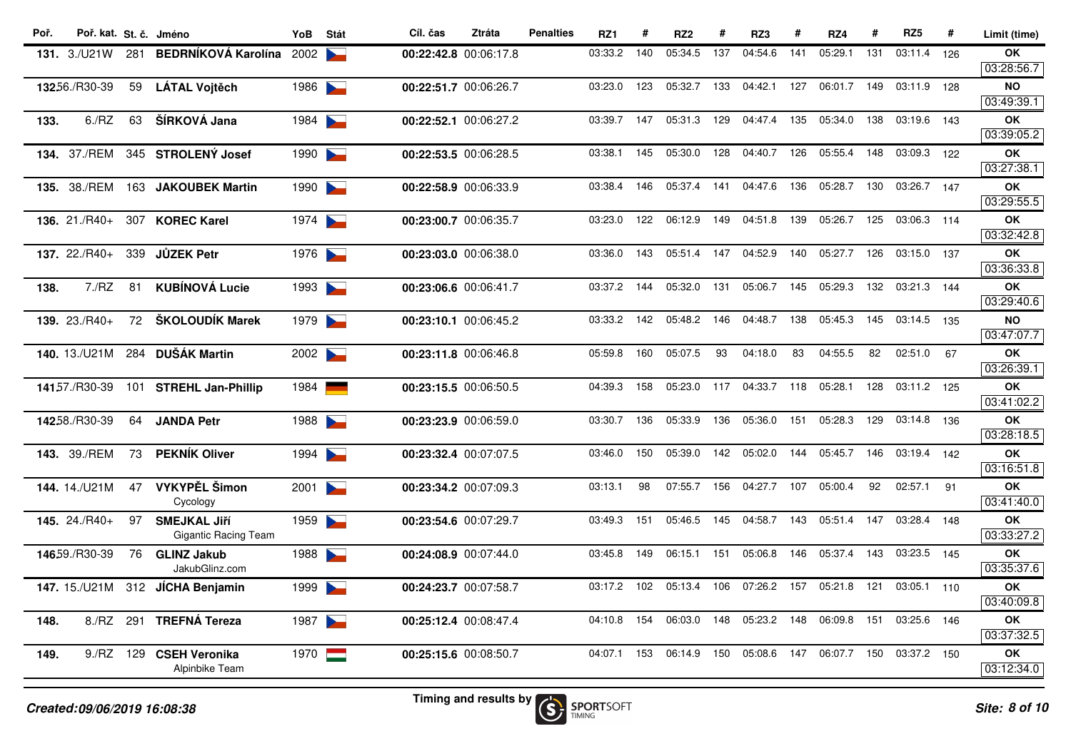| Poř. | Poř. kat. | St. č. | Jméno | YoB | Stát | Cíl. čas | Ztráta | Penalties | RZ1 | # | RZ2 | # | RZ3 | # | RZ4 | # | RZ5 | # | Limit (time) |
|---|---|---|---|---|---|---|---|---|---|---|---|---|---|---|---|---|---|---|---|
| **131.** | 3./U21W | 281 | **BEDRNÍKOVÁ Karolína** | 2002 | CZE | **00:22:42.8** | 00:06:17.8 | | 03:33.2 | 140 | 05:34.5 | 137 | 04:54.6 | 141 | 05:29.1 | 131 | 03:11.4 | 126 | **OK** 03:28:56.7 |
| **132.** | 56./R30-39 | 59 | **LÁTAL Vojtěch** | 1986 | CZE | **00:22:51.7** | 00:06:26.7 | | 03:23.0 | 123 | 05:32.7 | 133 | 04:42.1 | 127 | 06:01.7 | 149 | 03:11.9 | 128 | **NO** 03:49:39.1 |
| **133.** | 6./RZ | 63 | **ŠÍRKOVÁ Jana** | 1984 | CZE | **00:22:52.1** | 00:06:27.2 | | 03:39.7 | 147 | 05:31.3 | 129 | 04:47.4 | 135 | 05:34.0 | 138 | 03:19.6 | 143 | **OK** 03:39:05.2 |
| **134.** | 37./REM | 345 | **STROLENÝ Josef** | 1990 | CZE | **00:22:53.5** | 00:06:28.5 | | 03:38.1 | 145 | 05:30.0 | 128 | 04:40.7 | 126 | 05:55.4 | 148 | 03:09.3 | 122 | **OK** 03:27:38.1 |
| **135.** | 38./REM | 163 | **JAKOUBEK Martin** | 1990 | CZE | **00:22:58.9** | 00:06:33.9 | | 03:38.4 | 146 | 05:37.4 | 141 | 04:47.6 | 136 | 05:28.7 | 130 | 03:26.7 | 147 | **OK** 03:29:55.5 |
| **136.** | 21./R40+ | 307 | **KOREC Karel** | 1974 | CZE | **00:23:00.7** | 00:06:35.7 | | 03:23.0 | 122 | 06:12.9 | 149 | 04:51.8 | 139 | 05:26.7 | 125 | 03:06.3 | 114 | **OK** 03:32:42.8 |
| **137.** | 22./R40+ | 339 | **JŮZEK Petr** | 1976 | CZE | **00:23:03.0** | 00:06:38.0 | | 03:36.0 | 143 | 05:51.4 | 147 | 04:52.9 | 140 | 05:27.7 | 126 | 03:15.0 | 137 | **OK** 03:36:33.8 |
| **138.** | 7./RZ | 81 | **KUBÍNOVÁ Lucie** | 1993 | CZE | **00:23:06.6** | 00:06:41.7 | | 03:37.2 | 144 | 05:32.0 | 131 | 05:06.7 | 145 | 05:29.3 | 132 | 03:21.3 | 144 | **OK** 03:29:40.6 |
| **139.** | 23./R40+ | 72 | **ŠKOLOUDÍK Marek** | 1979 | CZE | **00:23:10.1** | 00:06:45.2 | | 03:33.2 | 142 | 05:48.2 | 146 | 04:48.7 | 138 | 05:45.3 | 145 | 03:14.5 | 135 | **NO** 03:47:07.7 |
| **140.** | 13./U21M | 284 | **DUŠÁK Martin** | 2002 | CZE | **00:23:11.8** | 00:06:46.8 | | 05:59.8 | 160 | 05:07.5 | 93 | 04:18.0 | 83 | 04:55.5 | 82 | 02:51.0 | 67 | **OK** 03:26:39.1 |
| **141.** | 57./R30-39 | 101 | **STREHL Jan-Phillip** | 1984 | GER | **00:23:15.5** | 00:06:50.5 | | 04:39.3 | 158 | 05:23.0 | 117 | 04:33.7 | 118 | 05:28.1 | 128 | 03:11.2 | 125 | **OK** 03:41:02.2 |
| **142.** | 58./R30-39 | 64 | **JANDA Petr** | 1988 | CZE | **00:23:23.9** | 00:06:59.0 | | 03:30.7 | 136 | 05:33.9 | 136 | 05:36.0 | 151 | 05:28.3 | 129 | 03:14.8 | 136 | **OK** 03:28:18.5 |
| **143.** | 39./REM | 73 | **PEKNÍK Oliver** | 1994 | CZE | **00:23:32.4** | 00:07:07.5 | | 03:46.0 | 150 | 05:39.0 | 142 | 05:02.0 | 144 | 05:45.7 | 146 | 03:19.4 | 142 | **OK** 03:16:51.8 |
| **144.** | 14./U21M | 47 | **VYKYPĚL Šimon** Cycology | 2001 | CZE | **00:23:34.2** | 00:07:09.3 | | 03:13.1 | 98 | 07:55.7 | 156 | 04:27.7 | 107 | 05:00.4 | 92 | 02:57.1 | 91 | **OK** 03:41:40.0 |
| **145.** | 24./R40+ | 97 | **SMEJKAL Jiří** Gigantic Racing Team | 1959 | CZE | **00:23:54.6** | 00:07:29.7 | | 03:49.3 | 151 | 05:46.5 | 145 | 04:58.7 | 143 | 05:51.4 | 147 | 03:28.4 | 148 | **OK** 03:33:27.2 |
| **146.** | 59./R30-39 | 76 | **GLINZ Jakub** JakubGlinz.com | 1988 | CZE | **00:24:08.9** | 00:07:44.0 | | 03:45.8 | 149 | 06:15.1 | 151 | 05:06.8 | 146 | 05:37.4 | 143 | 03:23.5 | 145 | **OK** 03:35:37.6 |
| **147.** | 15./U21M | 312 | **JÍCHA Benjamin** | 1999 | CZE | **00:24:23.7** | 00:07:58.7 | | 03:17.2 | 102 | 05:13.4 | 106 | 07:26.2 | 157 | 05:21.8 | 121 | 03:05.1 | 110 | **OK** 03:40:09.8 |
| **148.** | 8./RZ | 291 | **TREFNÁ Tereza** | 1987 | CZE | **00:25:12.4** | 00:08:47.4 | | 04:10.8 | 154 | 06:03.0 | 148 | 05:23.2 | 148 | 06:09.8 | 151 | 03:25.6 | 146 | **OK** 03:37:32.5 |
| **149.** | 9./RZ | 129 | **CSEH Veronika** Alpinbike Team | 1970 | HUN | **00:25:15.6** | 00:08:50.7 | | 04:07.1 | 153 | 06:14.9 | 150 | 05:08.6 | 147 | 06:07.7 | 150 | 03:37.2 | 150 | **OK** 03:12:34.0 |

*Created:09/06/2019 16:08:38*

Timing and results by SPORTSOFT TIMING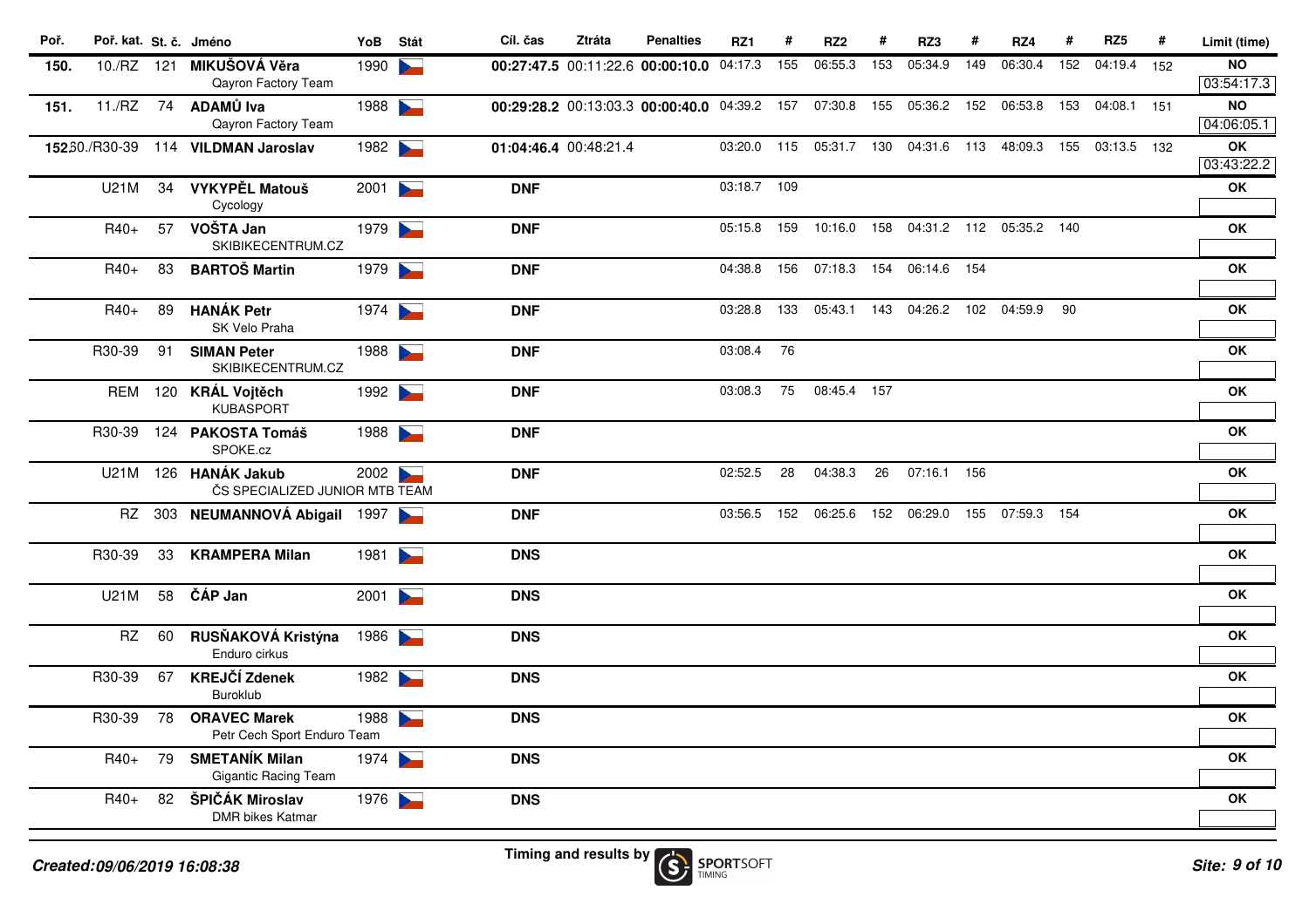| Poř. | Poř. kat. | St. č. | Jméno | YoB | Stát | Cíl. čas | Ztráta | Penalties | RZ1 | # | RZ2 | # | RZ3 | # | RZ4 | # | RZ5 | # | Limit (time) |
|---|---|---|---|---|---|---|---|---|---|---|---|---|---|---|---|---|---|---|---|
| **150.** | 10./RZ | 121 | **MIKUŠOVÁ Věra** Qayron Factory Team | 1990 | | **00:27:47.5** | 00:11:22.6 | **00:00:10.0** | 04:17.3 | 155 | 06:55.3 | 153 | 05:34.9 | 149 | 06:30.4 | 152 | 04:19.4 | 152 | **NO** 03:54:17.3 |
| **151.** | 11./RZ | 74 | **ADAMŮ Iva** Qayron Factory Team | 1988 | | **00:29:28.2** | 00:13:03.3 | **00:00:40.0** | 04:39.2 | 157 | 07:30.8 | 155 | 05:36.2 | 152 | 06:53.8 | 153 | 04:08.1 | 151 | **NO** 04:06:05.1 |
| **152.** | 50./R30-39 | 114 | **VILDMAN Jaroslav** | 1982 | | **01:04:46.4** | 00:48:21.4 | | 03:20.0 | 115 | 05:31.7 | 130 | 04:31.6 | 113 | 48:09.3 | 155 | 03:13.5 | 132 | **OK** 03:43:22.2 |
| | U21M | 34 | **VYKYPĚL Matouš** Cycology | 2001 | | **DNF** | | | 03:18.7 | 109 | | | | | | | | | **OK** |
| | R40+ | 57 | **VOŠTA Jan** SKIBIKECENTRUM.CZ | 1979 | | **DNF** | | | 05:15.8 | 159 | 10:16.0 | 158 | 04:31.2 | 112 | 05:35.2 | 140 | | | **OK** |
| | R40+ | 83 | **BARTOŠ Martin** | 1979 | | **DNF** | | | 04:38.8 | 156 | 07:18.3 | 154 | 06:14.6 | 154 | | | | | **OK** |
| | R40+ | 89 | **HANÁK Petr** SK Velo Praha | 1974 | | **DNF** | | | 03:28.8 | 133 | 05:43.1 | 143 | 04:26.2 | 102 | 04:59.9 | 90 | | | **OK** |
| | R30-39 | 91 | **SIMAN Peter** SKIBIKECENTRUM.CZ | 1988 | | **DNF** | | | 03:08.4 | 76 | | | | | | | | | **OK** |
| | REM | 120 | **KRÁL Vojtěch** KUBASPORT | 1992 | | **DNF** | | | 03:08.3 | 75 | 08:45.4 | 157 | | | | | | | **OK** |
| | R30-39 | 124 | **PAKOSTA Tomáš** SPOKE.cz | 1988 | | **DNF** | | | | | | | | | | | | | **OK** |
| | U21M | 126 | **HANÁK Jakub** ČS SPECIALIZED JUNIOR MTB TEAM | 2002 | | **DNF** | | | 02:52.5 | 28 | 04:38.3 | 26 | 07:16.1 | 156 | | | | | **OK** |
| | RZ | 303 | **NEUMANNOVÁ Abigail** | 1997 | | **DNF** | | | 03:56.5 | 152 | 06:25.6 | 152 | 06:29.0 | 155 | 07:59.3 | 154 | | | **OK** |
| | R30-39 | 33 | **KRAMPERA Milan** | 1981 | | **DNS** | | | | | | | | | | | | | **OK** |
| | U21M | 58 | **ČÁP Jan** | 2001 | | **DNS** | | | | | | | | | | | | | **OK** |
| | RZ | 60 | **RUSŇAKOVÁ Kristýna** Enduro cirkus | 1986 | | **DNS** | | | | | | | | | | | | | **OK** |
| | R30-39 | 67 | **KREJČÍ Zdenek** Buroklub | 1982 | | **DNS** | | | | | | | | | | | | | **OK** |
| | R30-39 | 78 | **ORAVEC Marek** Petr Cech Sport Enduro Team | 1988 | | **DNS** | | | | | | | | | | | | | **OK** |
| | R40+ | 79 | **SMETANÍK Milan** Gigantic Racing Team | 1974 | | **DNS** | | | | | | | | | | | | | **OK** |
| | R40+ | 82 | **ŠPIČÁK Miroslav** DMR bikes Katmar | 1976 | | **DNS** | | | | | | | | | | | | | **OK** |

*Created:09/06/2019 16:08:38*

Timing and results by SPORTSOFT TIMING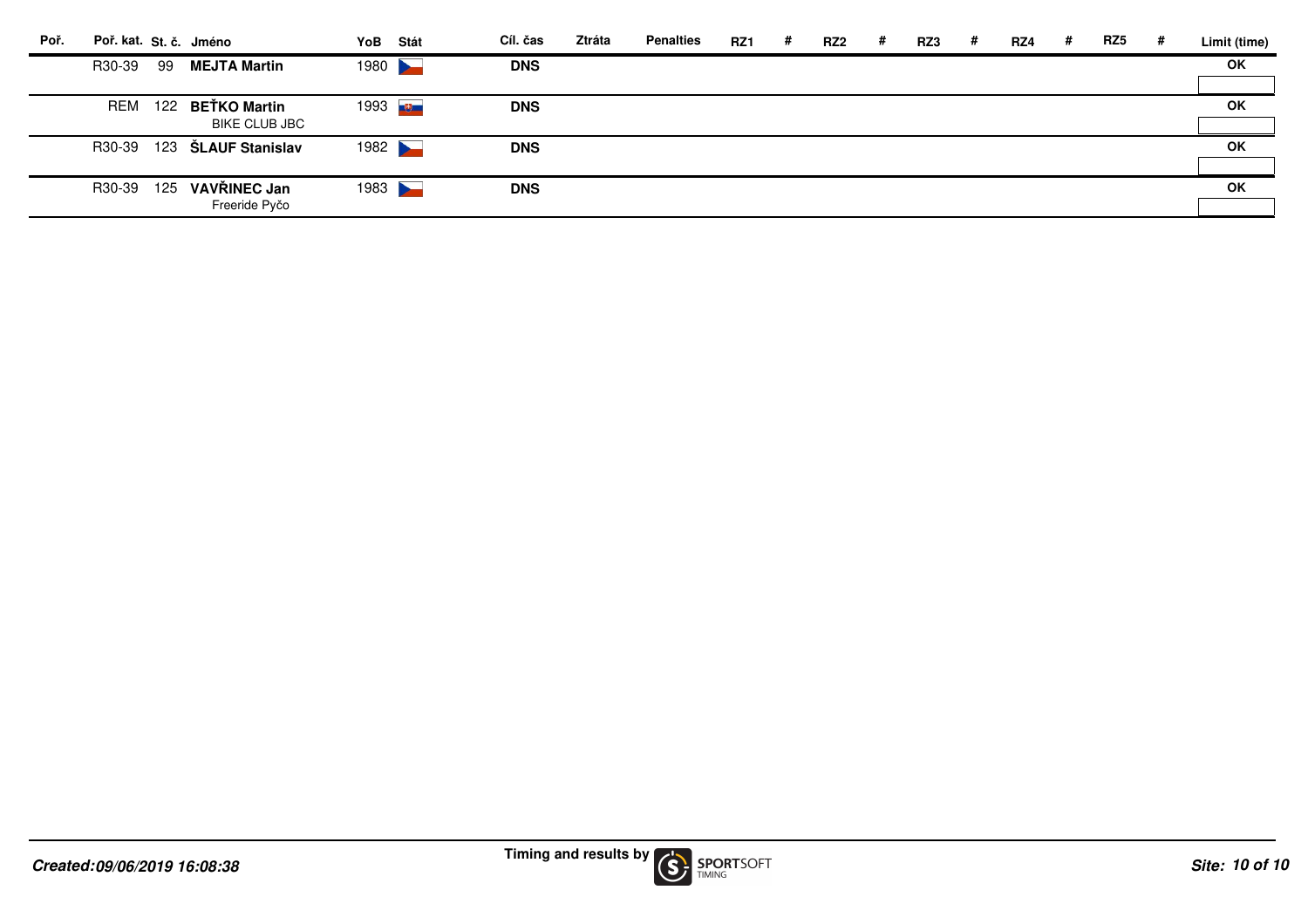| Poř. | Poř. kat. | St. č. | Jméno | YoB | Stát | Cíl. čas | Ztráta | Penalties | RZ1 | # | RZ2 | # | RZ3 | # | RZ4 | # | RZ5 | # | Limit (time) |
|---|---|---|---|---|---|---|---|---|---|---|---|---|---|---|---|---|---|---|---|
| | R30-39 | 99 | **MEJTA Martin** | 1980 | | **DNS** | | | | | | | | | | | | | **OK** |
| | REM | 122 | **BEŤKO Martin** BIKE CLUB JBC | 1993 | | **DNS** | | | | | | | | | | | | | **OK** |
| | R30-39 | 123 | **ŠLAUF Stanislav** | 1982 | | **DNS** | | | | | | | | | | | | | **OK** |
| | R30-39 | 125 | **VAVŘINEC Jan** Freeride Pyčo | 1983 | | **DNS** | | | | | | | | | | | | | **OK** |

*Created:09/06/2019 16:08:38*

**Timing and results by** SPORTSOFT TIMING